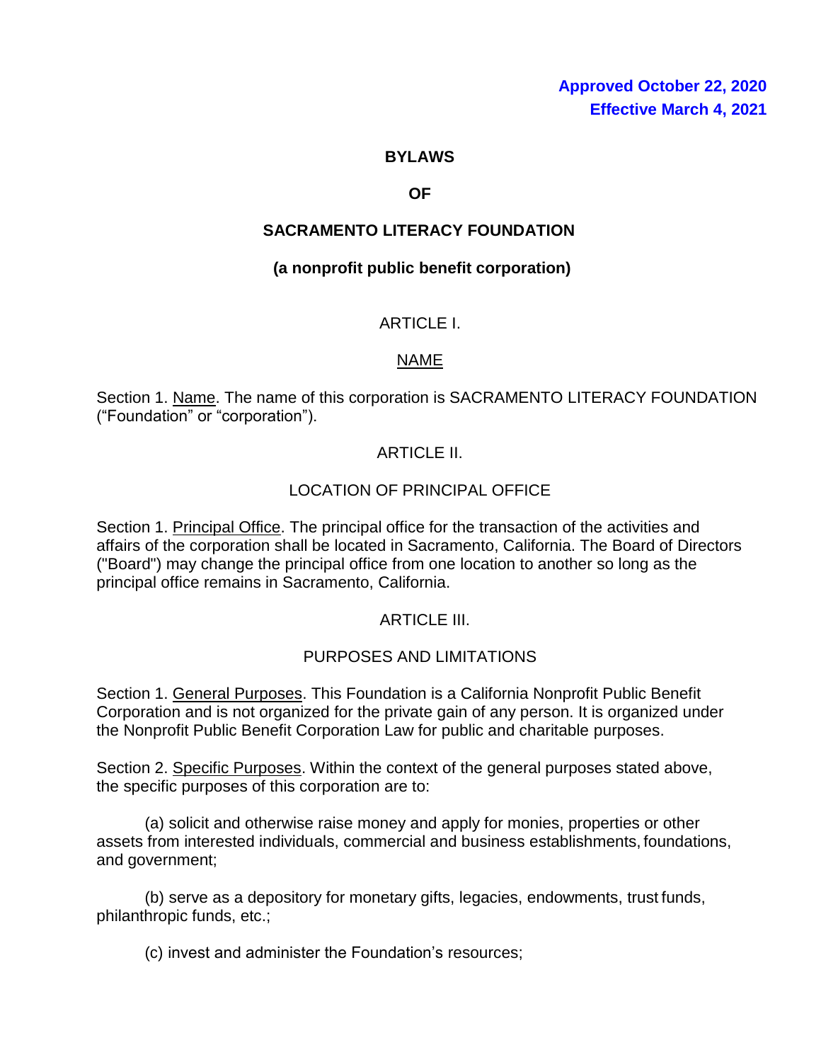**Approved October 22, 2020**
**Effective March 4, 2021**

# BYLAWS

# OF

# SACRAMENTO LITERACY FOUNDATION

## (a nonprofit public benefit corporation)

## ARTICLE I.

## NAME

Section 1. Name. The name of this corporation is SACRAMENTO LITERACY FOUNDATION ("Foundation" or "corporation").

## ARTICLE II.

## LOCATION OF PRINCIPAL OFFICE

Section 1. Principal Office. The principal office for the transaction of the activities and affairs of the corporation shall be located in Sacramento, California. The Board of Directors ("Board") may change the principal office from one location to another so long as the principal office remains in Sacramento, California.

## ARTICLE III.

## PURPOSES AND LIMITATIONS

Section 1. General Purposes. This Foundation is a California Nonprofit Public Benefit Corporation and is not organized for the private gain of any person. It is organized under the Nonprofit Public Benefit Corporation Law for public and charitable purposes.

Section 2. Specific Purposes. Within the context of the general purposes stated above, the specific purposes of this corporation are to:

(a) solicit and otherwise raise money and apply for monies, properties or other assets from interested individuals, commercial and business establishments, foundations, and government;

(b) serve as a depository for monetary gifts, legacies, endowments, trust funds, philanthropic funds, etc.;

(c) invest and administer the Foundation's resources;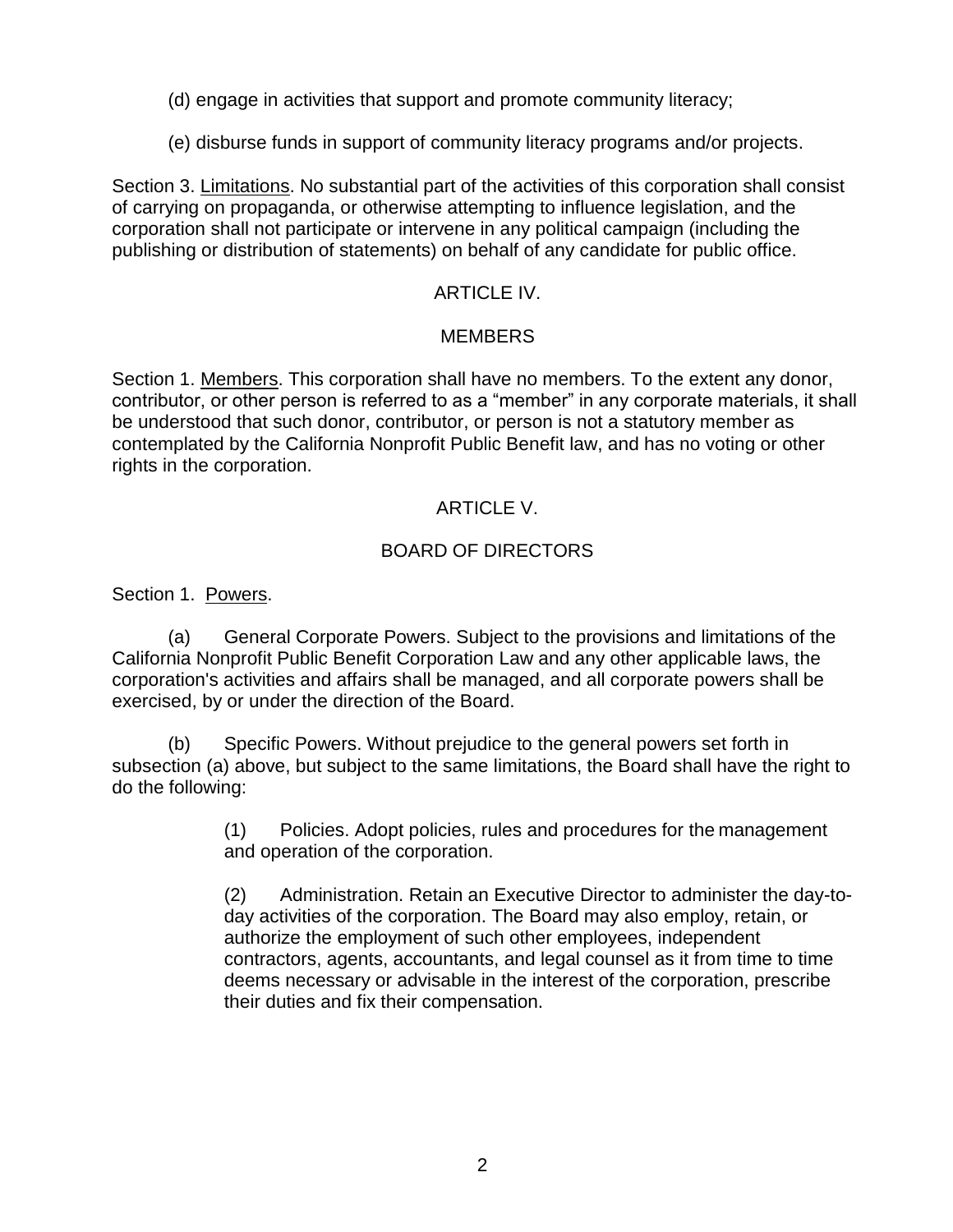(d) engage in activities that support and promote community literacy;

(e) disburse funds in support of community literacy programs and/or projects.

Section 3. Limitations. No substantial part of the activities of this corporation shall consist of carrying on propaganda, or otherwise attempting to influence legislation, and the corporation shall not participate or intervene in any political campaign (including the publishing or distribution of statements) on behalf of any candidate for public office.

## ARTICLE IV.

## MEMBERS

Section 1. Members. This corporation shall have no members. To the extent any donor, contributor, or other person is referred to as a "member" in any corporate materials, it shall be understood that such donor, contributor, or person is not a statutory member as contemplated by the California Nonprofit Public Benefit law, and has no voting or other rights in the corporation.

## ARTICLE V.

## BOARD OF DIRECTORS

Section 1. Powers.

(a) General Corporate Powers. Subject to the provisions and limitations of the California Nonprofit Public Benefit Corporation Law and any other applicable laws, the corporation's activities and affairs shall be managed, and all corporate powers shall be exercised, by or under the direction of the Board.

(b) Specific Powers. Without prejudice to the general powers set forth in subsection (a) above, but subject to the same limitations, the Board shall have the right to do the following:

(1) Policies. Adopt policies, rules and procedures for the management and operation of the corporation.

(2) Administration. Retain an Executive Director to administer the day-to-day activities of the corporation. The Board may also employ, retain, or authorize the employment of such other employees, independent contractors, agents, accountants, and legal counsel as it from time to time deems necessary or advisable in the interest of the corporation, prescribe their duties and fix their compensation.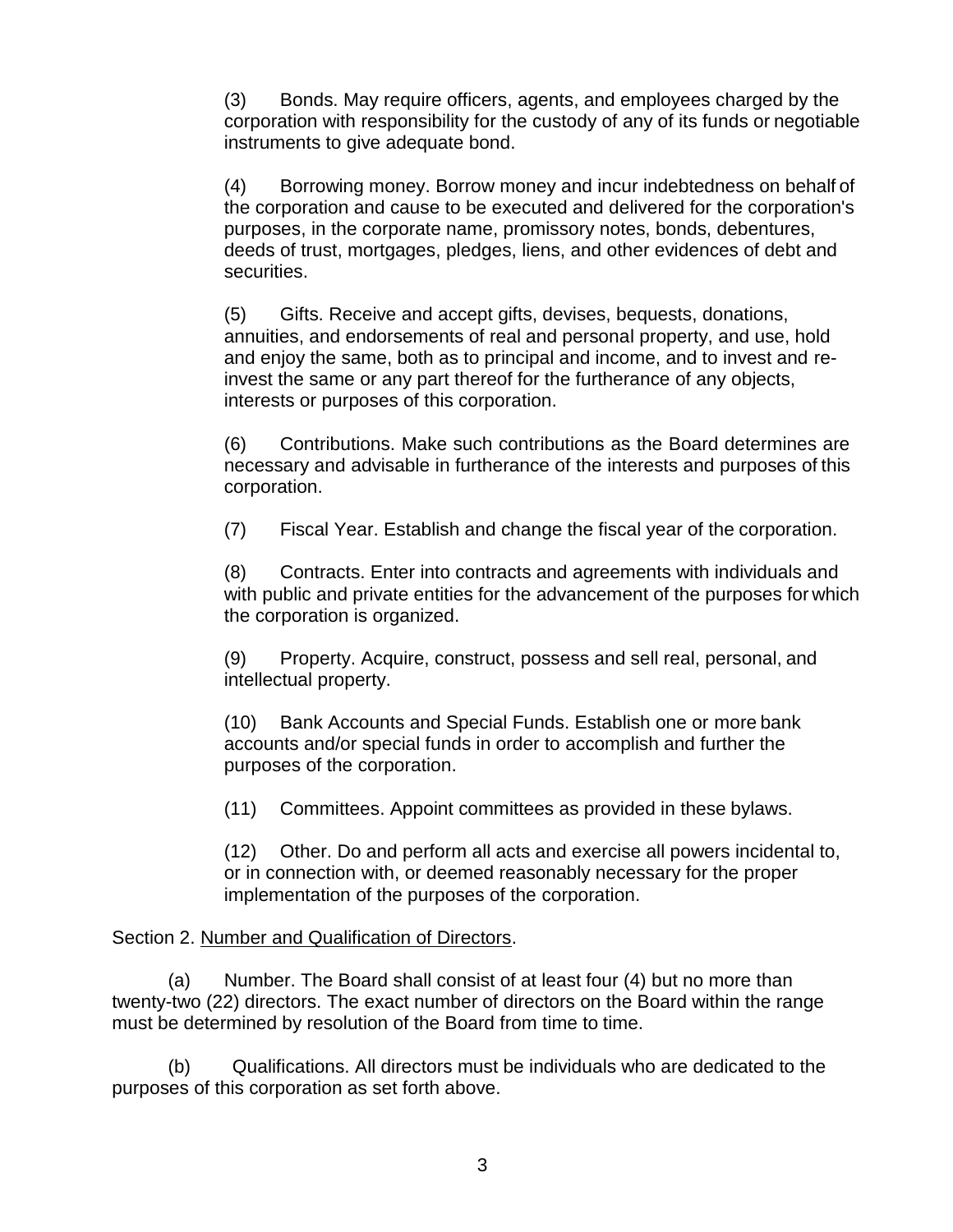(3) Bonds. May require officers, agents, and employees charged by the corporation with responsibility for the custody of any of its funds or negotiable instruments to give adequate bond.

(4) Borrowing money. Borrow money and incur indebtedness on behalf of the corporation and cause to be executed and delivered for the corporation's purposes, in the corporate name, promissory notes, bonds, debentures, deeds of trust, mortgages, pledges, liens, and other evidences of debt and securities.

(5) Gifts. Receive and accept gifts, devises, bequests, donations, annuities, and endorsements of real and personal property, and use, hold and enjoy the same, both as to principal and income, and to invest and re-invest the same or any part thereof for the furtherance of any objects, interests or purposes of this corporation.

(6) Contributions. Make such contributions as the Board determines are necessary and advisable in furtherance of the interests and purposes of this corporation.

(7) Fiscal Year. Establish and change the fiscal year of the corporation.

(8) Contracts. Enter into contracts and agreements with individuals and with public and private entities for the advancement of the purposes for which the corporation is organized.

(9) Property. Acquire, construct, possess and sell real, personal, and intellectual property.

(10) Bank Accounts and Special Funds. Establish one or more bank accounts and/or special funds in order to accomplish and further the purposes of the corporation.

(11) Committees. Appoint committees as provided in these bylaws.

(12) Other. Do and perform all acts and exercise all powers incidental to, or in connection with, or deemed reasonably necessary for the proper implementation of the purposes of the corporation.

Section 2. <u>Number and Qualification of Directors</u>.

(a) Number. The Board shall consist of at least four (4) but no more than twenty-two (22) directors. The exact number of directors on the Board within the range must be determined by resolution of the Board from time to time.

(b) Qualifications. All directors must be individuals who are dedicated to the purposes of this corporation as set forth above.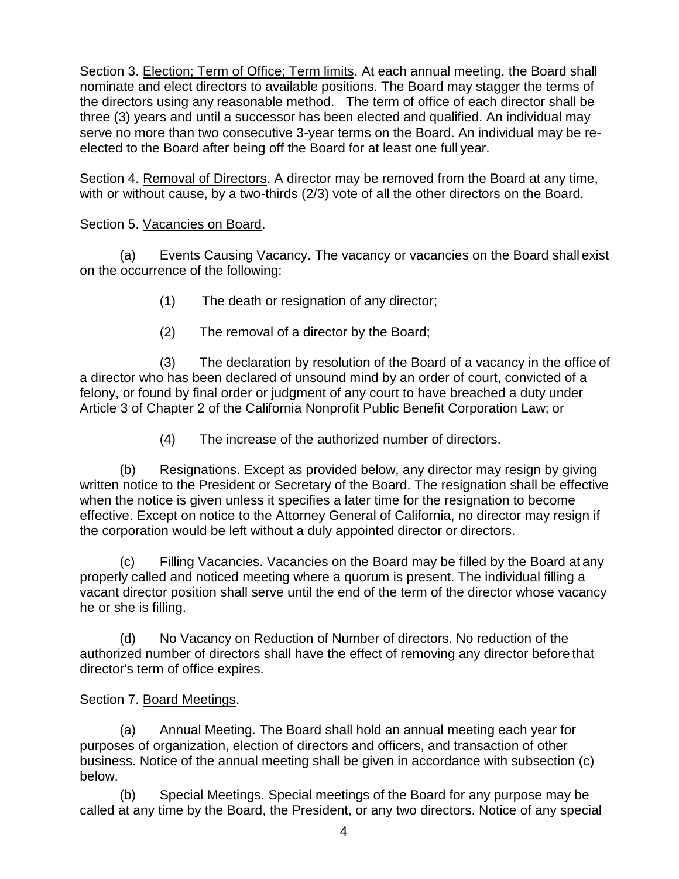Section 3. <u>Election; Term of Office; Term limits</u>. At each annual meeting, the Board shall nominate and elect directors to available positions. The Board may stagger the terms of the directors using any reasonable method. The term of office of each director shall be three (3) years and until a successor has been elected and qualified. An individual may serve no more than two consecutive 3-year terms on the Board. An individual may be re-elected to the Board after being off the Board for at least one full year.

Section 4. <u>Removal of Directors</u>. A director may be removed from the Board at any time, with or without cause, by a two-thirds (2/3) vote of all the other directors on the Board.

Section 5. <u>Vacancies on Board</u>.

(a) Events Causing Vacancy. The vacancy or vacancies on the Board shall exist on the occurrence of the following:

(1) The death or resignation of any director;

(2) The removal of a director by the Board;

(3) The declaration by resolution of the Board of a vacancy in the office of a director who has been declared of unsound mind by an order of court, convicted of a felony, or found by final order or judgment of any court to have breached a duty under Article 3 of Chapter 2 of the California Nonprofit Public Benefit Corporation Law; or

(4) The increase of the authorized number of directors.

(b) Resignations. Except as provided below, any director may resign by giving written notice to the President or Secretary of the Board. The resignation shall be effective when the notice is given unless it specifies a later time for the resignation to become effective. Except on notice to the Attorney General of California, no director may resign if the corporation would be left without a duly appointed director or directors.

(c) Filling Vacancies. Vacancies on the Board may be filled by the Board at any properly called and noticed meeting where a quorum is present. The individual filling a vacant director position shall serve until the end of the term of the director whose vacancy he or she is filling.

(d) No Vacancy on Reduction of Number of directors. No reduction of the authorized number of directors shall have the effect of removing any director before that director's term of office expires.

Section 7. <u>Board Meetings</u>.

(a) Annual Meeting. The Board shall hold an annual meeting each year for purposes of organization, election of directors and officers, and transaction of other business. Notice of the annual meeting shall be given in accordance with subsection (c) below.

(b) Special Meetings. Special meetings of the Board for any purpose may be called at any time by the Board, the President, or any two directors. Notice of any special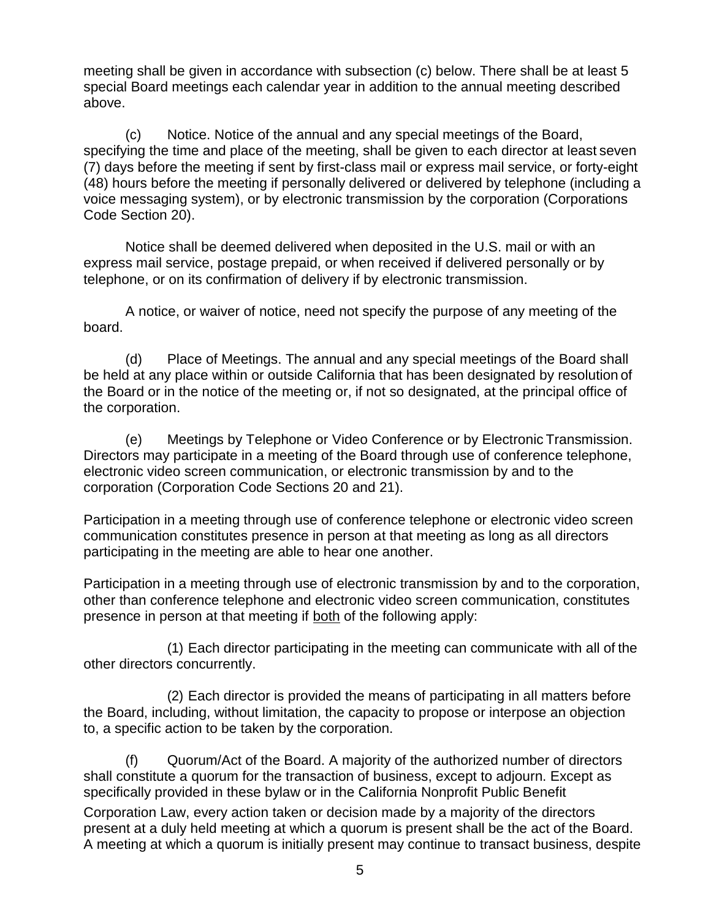meeting shall be given in accordance with subsection (c) below. There shall be at least 5 special Board meetings each calendar year in addition to the annual meeting described above.

(c) Notice. Notice of the annual and any special meetings of the Board, specifying the time and place of the meeting, shall be given to each director at least seven (7) days before the meeting if sent by first-class mail or express mail service, or forty-eight (48) hours before the meeting if personally delivered or delivered by telephone (including a voice messaging system), or by electronic transmission by the corporation (Corporations Code Section 20).

Notice shall be deemed delivered when deposited in the U.S. mail or with an express mail service, postage prepaid, or when received if delivered personally or by telephone, or on its confirmation of delivery if by electronic transmission.

A notice, or waiver of notice, need not specify the purpose of any meeting of the board.

(d) Place of Meetings. The annual and any special meetings of the Board shall be held at any place within or outside California that has been designated by resolution of the Board or in the notice of the meeting or, if not so designated, at the principal office of the corporation.

(e) Meetings by Telephone or Video Conference or by Electronic Transmission. Directors may participate in a meeting of the Board through use of conference telephone, electronic video screen communication, or electronic transmission by and to the corporation (Corporation Code Sections 20 and 21).

Participation in a meeting through use of conference telephone or electronic video screen communication constitutes presence in person at that meeting as long as all directors participating in the meeting are able to hear one another.

Participation in a meeting through use of electronic transmission by and to the corporation, other than conference telephone and electronic video screen communication, constitutes presence in person at that meeting if both of the following apply:

(1) Each director participating in the meeting can communicate with all of the other directors concurrently.

(2) Each director is provided the means of participating in all matters before the Board, including, without limitation, the capacity to propose or interpose an objection to, a specific action to be taken by the corporation.

(f) Quorum/Act of the Board. A majority of the authorized number of directors shall constitute a quorum for the transaction of business, except to adjourn. Except as specifically provided in these bylaw or in the California Nonprofit Public Benefit Corporation Law, every action taken or decision made by a majority of the directors present at a duly held meeting at which a quorum is present shall be the act of the Board. A meeting at which a quorum is initially present may continue to transact business, despite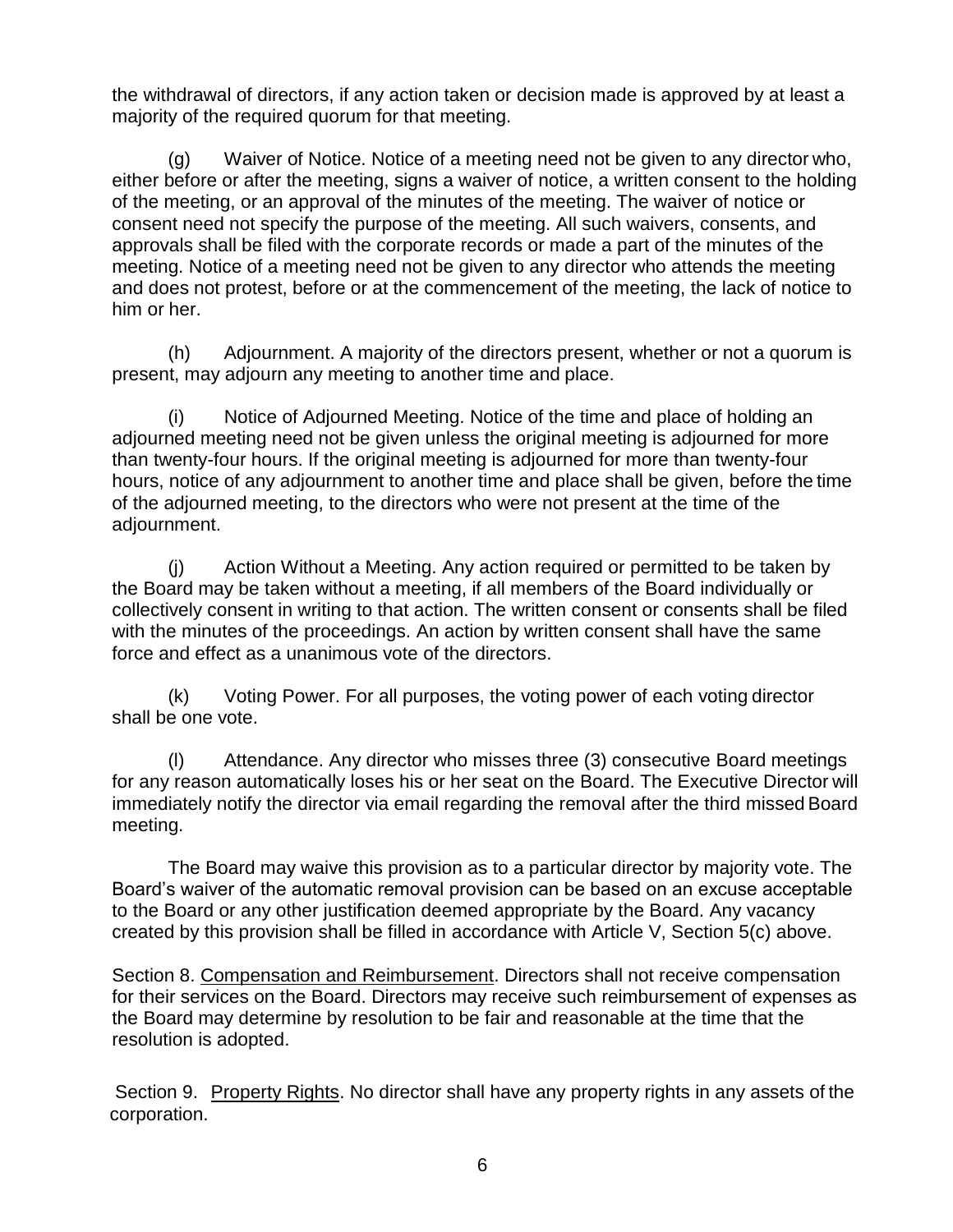the withdrawal of directors, if any action taken or decision made is approved by at least a majority of the required quorum for that meeting.

(g) Waiver of Notice. Notice of a meeting need not be given to any director who, either before or after the meeting, signs a waiver of notice, a written consent to the holding of the meeting, or an approval of the minutes of the meeting. The waiver of notice or consent need not specify the purpose of the meeting. All such waivers, consents, and approvals shall be filed with the corporate records or made a part of the minutes of the meeting. Notice of a meeting need not be given to any director who attends the meeting and does not protest, before or at the commencement of the meeting, the lack of notice to him or her.

(h) Adjournment. A majority of the directors present, whether or not a quorum is present, may adjourn any meeting to another time and place.

(i) Notice of Adjourned Meeting. Notice of the time and place of holding an adjourned meeting need not be given unless the original meeting is adjourned for more than twenty-four hours. If the original meeting is adjourned for more than twenty-four hours, notice of any adjournment to another time and place shall be given, before the time of the adjourned meeting, to the directors who were not present at the time of the adjournment.

(j) Action Without a Meeting. Any action required or permitted to be taken by the Board may be taken without a meeting, if all members of the Board individually or collectively consent in writing to that action. The written consent or consents shall be filed with the minutes of the proceedings. An action by written consent shall have the same force and effect as a unanimous vote of the directors.

(k) Voting Power. For all purposes, the voting power of each voting director shall be one vote.

(l) Attendance. Any director who misses three (3) consecutive Board meetings for any reason automatically loses his or her seat on the Board. The Executive Director will immediately notify the director via email regarding the removal after the third missed Board meeting.

The Board may waive this provision as to a particular director by majority vote. The Board's waiver of the automatic removal provision can be based on an excuse acceptable to the Board or any other justification deemed appropriate by the Board. Any vacancy created by this provision shall be filled in accordance with Article V, Section 5(c) above.

Section 8. Compensation and Reimbursement. Directors shall not receive compensation for their services on the Board. Directors may receive such reimbursement of expenses as the Board may determine by resolution to be fair and reasonable at the time that the resolution is adopted.

Section 9. Property Rights. No director shall have any property rights in any assets of the corporation.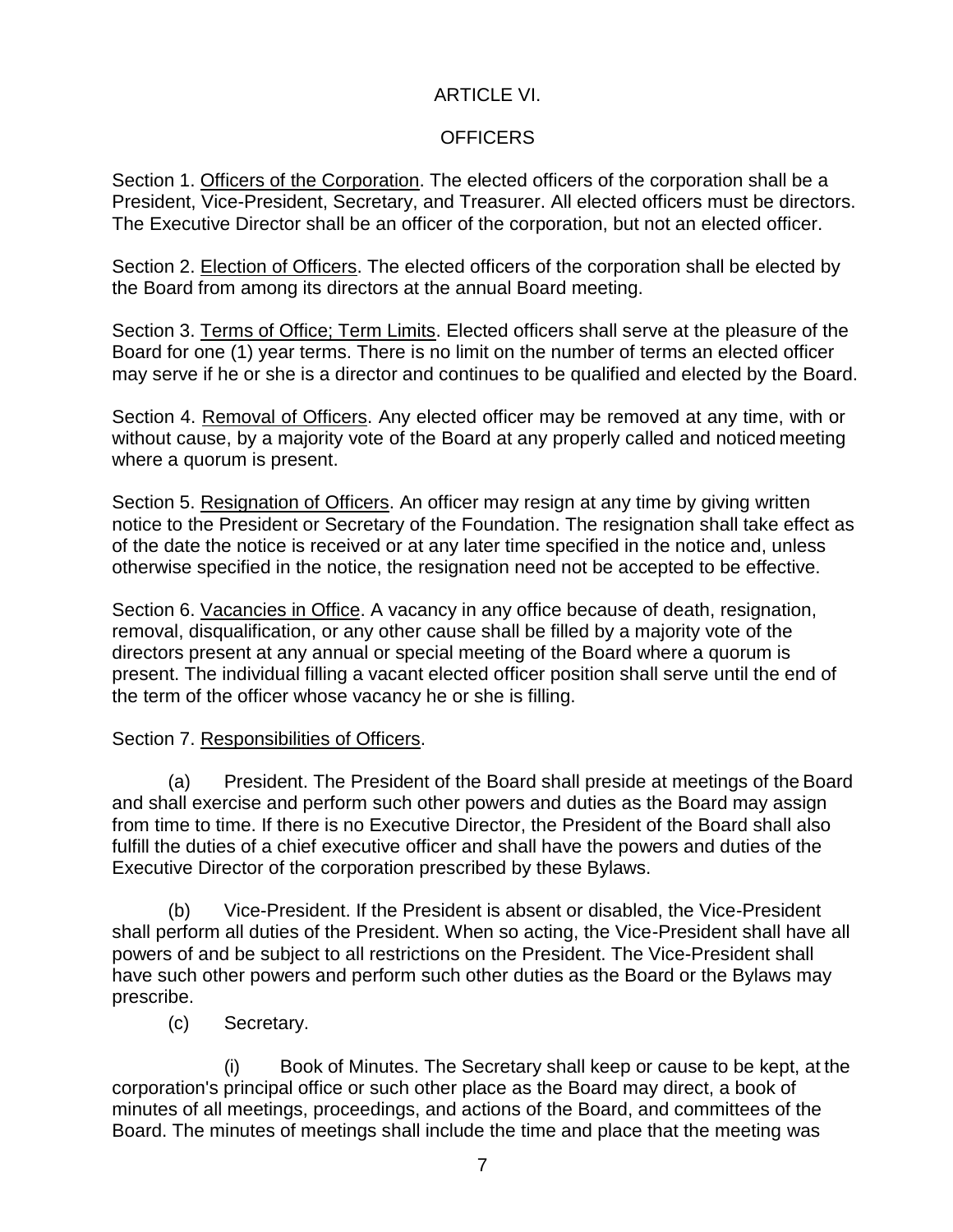# ARTICLE VI.

## OFFICERS

Section 1. Officers of the Corporation. The elected officers of the corporation shall be a President, Vice-President, Secretary, and Treasurer. All elected officers must be directors. The Executive Director shall be an officer of the corporation, but not an elected officer.

Section 2. Election of Officers. The elected officers of the corporation shall be elected by the Board from among its directors at the annual Board meeting.

Section 3. Terms of Office; Term Limits. Elected officers shall serve at the pleasure of the Board for one (1) year terms. There is no limit on the number of terms an elected officer may serve if he or she is a director and continues to be qualified and elected by the Board.

Section 4. Removal of Officers. Any elected officer may be removed at any time, with or without cause, by a majority vote of the Board at any properly called and noticed meeting where a quorum is present.

Section 5. Resignation of Officers. An officer may resign at any time by giving written notice to the President or Secretary of the Foundation. The resignation shall take effect as of the date the notice is received or at any later time specified in the notice and, unless otherwise specified in the notice, the resignation need not be accepted to be effective.

Section 6. Vacancies in Office. A vacancy in any office because of death, resignation, removal, disqualification, or any other cause shall be filled by a majority vote of the directors present at any annual or special meeting of the Board where a quorum is present. The individual filling a vacant elected officer position shall serve until the end of the term of the officer whose vacancy he or she is filling.

Section 7. Responsibilities of Officers.

(a) President. The President of the Board shall preside at meetings of the Board and shall exercise and perform such other powers and duties as the Board may assign from time to time. If there is no Executive Director, the President of the Board shall also fulfill the duties of a chief executive officer and shall have the powers and duties of the Executive Director of the corporation prescribed by these Bylaws.

(b) Vice-President. If the President is absent or disabled, the Vice-President shall perform all duties of the President. When so acting, the Vice-President shall have all powers of and be subject to all restrictions on the President. The Vice-President shall have such other powers and perform such other duties as the Board or the Bylaws may prescribe.

(c) Secretary.

(i) Book of Minutes. The Secretary shall keep or cause to be kept, at the corporation's principal office or such other place as the Board may direct, a book of minutes of all meetings, proceedings, and actions of the Board, and committees of the Board. The minutes of meetings shall include the time and place that the meeting was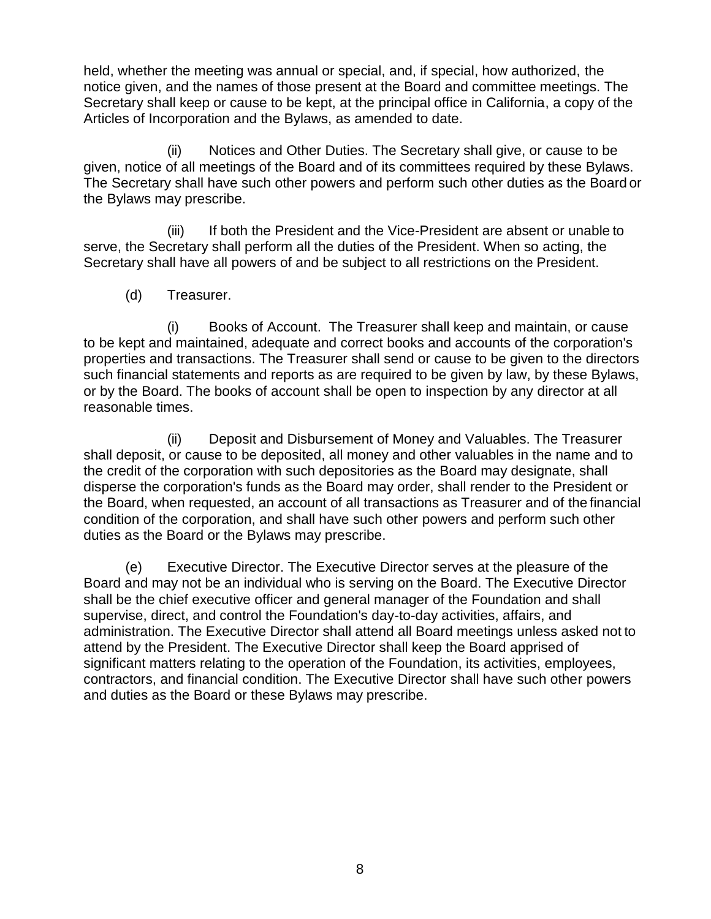held, whether the meeting was annual or special, and, if special, how authorized, the notice given, and the names of those present at the Board and committee meetings. The Secretary shall keep or cause to be kept, at the principal office in California, a copy of the Articles of Incorporation and the Bylaws, as amended to date.

(ii) Notices and Other Duties. The Secretary shall give, or cause to be given, notice of all meetings of the Board and of its committees required by these Bylaws. The Secretary shall have such other powers and perform such other duties as the Board or the Bylaws may prescribe.

(iii) If both the President and the Vice-President are absent or unable to serve, the Secretary shall perform all the duties of the President. When so acting, the Secretary shall have all powers of and be subject to all restrictions on the President.

(d) Treasurer.

(i) Books of Account. The Treasurer shall keep and maintain, or cause to be kept and maintained, adequate and correct books and accounts of the corporation's properties and transactions. The Treasurer shall send or cause to be given to the directors such financial statements and reports as are required to be given by law, by these Bylaws, or by the Board. The books of account shall be open to inspection by any director at all reasonable times.

(ii) Deposit and Disbursement of Money and Valuables. The Treasurer shall deposit, or cause to be deposited, all money and other valuables in the name and to the credit of the corporation with such depositories as the Board may designate, shall disperse the corporation's funds as the Board may order, shall render to the President or the Board, when requested, an account of all transactions as Treasurer and of the financial condition of the corporation, and shall have such other powers and perform such other duties as the Board or the Bylaws may prescribe.

(e) Executive Director. The Executive Director serves at the pleasure of the Board and may not be an individual who is serving on the Board. The Executive Director shall be the chief executive officer and general manager of the Foundation and shall supervise, direct, and control the Foundation's day-to-day activities, affairs, and administration. The Executive Director shall attend all Board meetings unless asked not to attend by the President. The Executive Director shall keep the Board apprised of significant matters relating to the operation of the Foundation, its activities, employees, contractors, and financial condition. The Executive Director shall have such other powers and duties as the Board or these Bylaws may prescribe.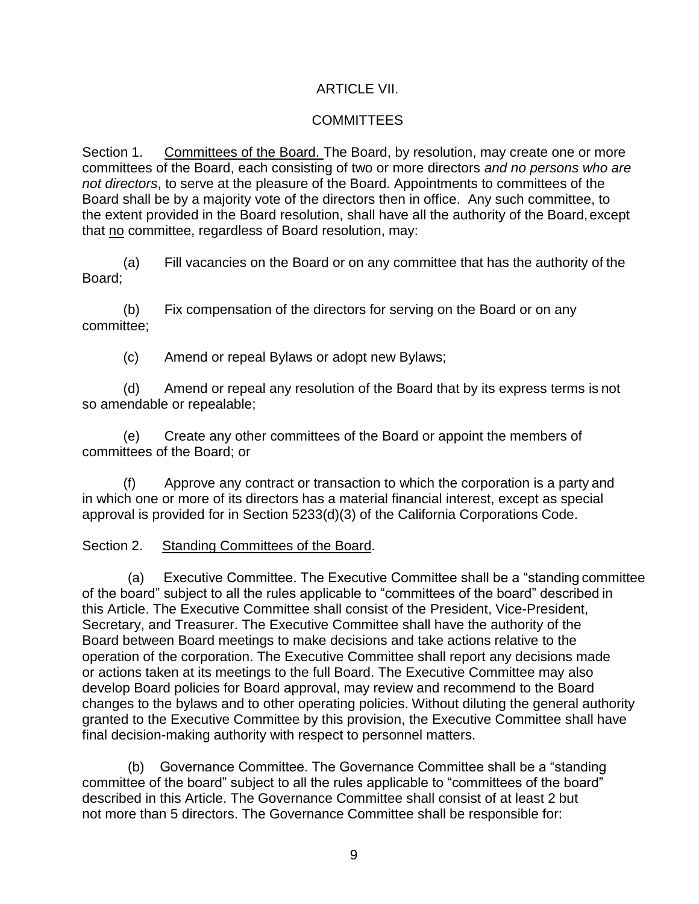## ARTICLE VII.

## COMMITTEES

Section 1. <u>Committees of the Board.</u> The Board, by resolution, may create one or more committees of the Board, each consisting of two or more directors *and no persons who are not directors*, to serve at the pleasure of the Board. Appointments to committees of the Board shall be by a majority vote of the directors then in office. Any such committee, to the extent provided in the Board resolution, shall have all the authority of the Board, except that <u>no</u> committee, regardless of Board resolution, may:

(a) Fill vacancies on the Board or on any committee that has the authority of the Board;

(b) Fix compensation of the directors for serving on the Board or on any committee;

(c) Amend or repeal Bylaws or adopt new Bylaws;

(d) Amend or repeal any resolution of the Board that by its express terms is not so amendable or repealable;

(e) Create any other committees of the Board or appoint the members of committees of the Board; or

(f) Approve any contract or transaction to which the corporation is a party and in which one or more of its directors has a material financial interest, except as special approval is provided for in Section 5233(d)(3) of the California Corporations Code.

Section 2. <u>Standing Committees of the Board</u>.

(a) Executive Committee. The Executive Committee shall be a "standing committee of the board" subject to all the rules applicable to "committees of the board" described in this Article. The Executive Committee shall consist of the President, Vice-President, Secretary, and Treasurer. The Executive Committee shall have the authority of the Board between Board meetings to make decisions and take actions relative to the operation of the corporation. The Executive Committee shall report any decisions made or actions taken at its meetings to the full Board. The Executive Committee may also develop Board policies for Board approval, may review and recommend to the Board changes to the bylaws and to other operating policies. Without diluting the general authority granted to the Executive Committee by this provision, the Executive Committee shall have final decision-making authority with respect to personnel matters.

(b) Governance Committee. The Governance Committee shall be a "standing committee of the board" subject to all the rules applicable to "committees of the board" described in this Article. The Governance Committee shall consist of at least 2 but not more than 5 directors. The Governance Committee shall be responsible for: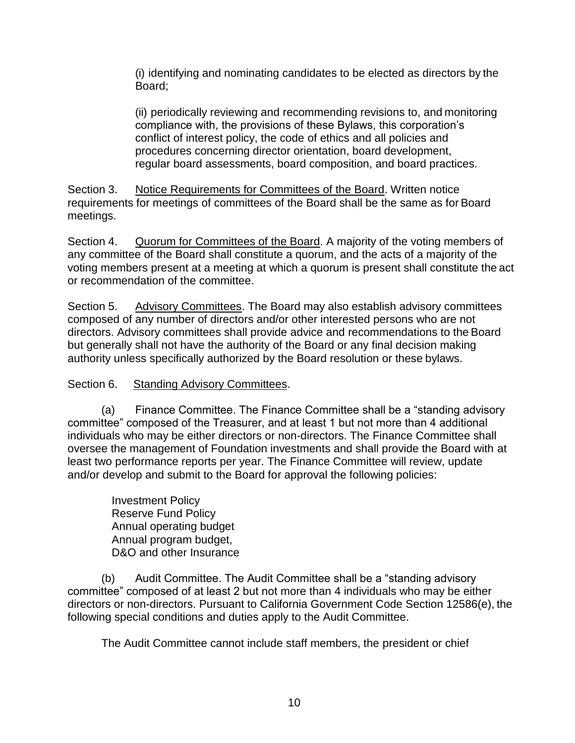(i) identifying and nominating candidates to be elected as directors by the Board;

(ii) periodically reviewing and recommending revisions to, and monitoring compliance with, the provisions of these Bylaws, this corporation's conflict of interest policy, the code of ethics and all policies and procedures concerning director orientation, board development, regular board assessments, board composition, and board practices.

Section 3. Notice Requirements for Committees of the Board. Written notice requirements for meetings of committees of the Board shall be the same as for Board meetings.

Section 4. Quorum for Committees of the Board. A majority of the voting members of any committee of the Board shall constitute a quorum, and the acts of a majority of the voting members present at a meeting at which a quorum is present shall constitute the act or recommendation of the committee.

Section 5. Advisory Committees. The Board may also establish advisory committees composed of any number of directors and/or other interested persons who are not directors. Advisory committees shall provide advice and recommendations to the Board but generally shall not have the authority of the Board or any final decision making authority unless specifically authorized by the Board resolution or these bylaws.

Section 6. Standing Advisory Committees.

(a) Finance Committee. The Finance Committee shall be a "standing advisory committee" composed of the Treasurer, and at least 1 but not more than 4 additional individuals who may be either directors or non-directors. The Finance Committee shall oversee the management of Foundation investments and shall provide the Board with at least two performance reports per year. The Finance Committee will review, update and/or develop and submit to the Board for approval the following policies:

Investment Policy
Reserve Fund Policy
Annual operating budget
Annual program budget,
D&O and other Insurance

(b) Audit Committee. The Audit Committee shall be a "standing advisory committee" composed of at least 2 but not more than 4 individuals who may be either directors or non-directors. Pursuant to California Government Code Section 12586(e), the following special conditions and duties apply to the Audit Committee.

The Audit Committee cannot include staff members, the president or chief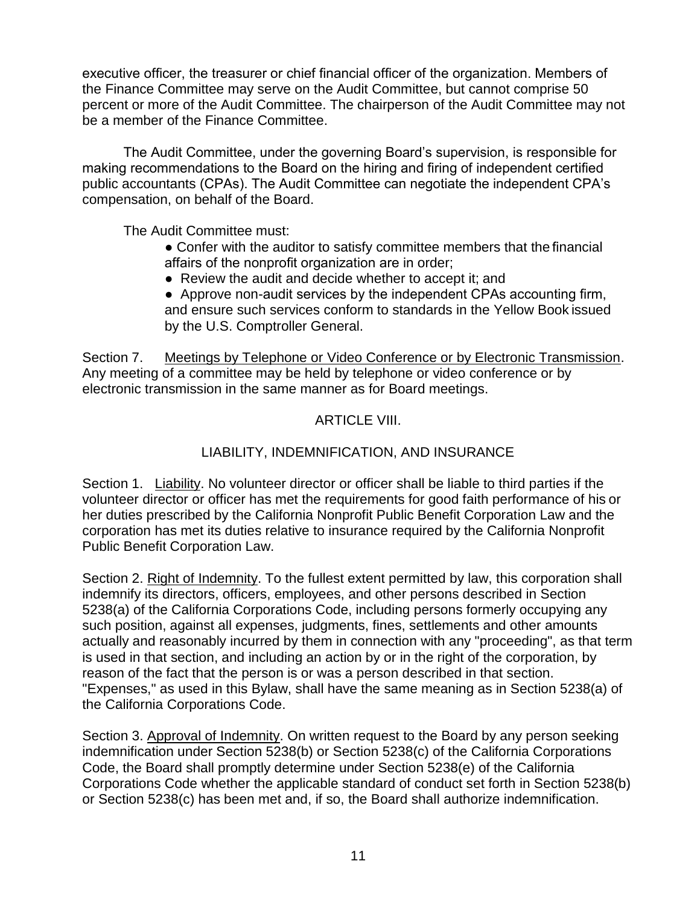executive officer, the treasurer or chief financial officer of the organization. Members of the Finance Committee may serve on the Audit Committee, but cannot comprise 50 percent or more of the Audit Committee. The chairperson of the Audit Committee may not be a member of the Finance Committee.

The Audit Committee, under the governing Board's supervision, is responsible for making recommendations to the Board on the hiring and firing of independent certified public accountants (CPAs). The Audit Committee can negotiate the independent CPA's compensation, on behalf of the Board.

The Audit Committee must:

- Confer with the auditor to satisfy committee members that the financial affairs of the nonprofit organization are in order;
- Review the audit and decide whether to accept it; and
- Approve non-audit services by the independent CPAs accounting firm, and ensure such services conform to standards in the Yellow Book issued by the U.S. Comptroller General.

Section 7. Meetings by Telephone or Video Conference or by Electronic Transmission. Any meeting of a committee may be held by telephone or video conference or by electronic transmission in the same manner as for Board meetings.

## ARTICLE VIII.

## LIABILITY, INDEMNIFICATION, AND INSURANCE

Section 1. Liability. No volunteer director or officer shall be liable to third parties if the volunteer director or officer has met the requirements for good faith performance of his or her duties prescribed by the California Nonprofit Public Benefit Corporation Law and the corporation has met its duties relative to insurance required by the California Nonprofit Public Benefit Corporation Law.

Section 2. Right of Indemnity. To the fullest extent permitted by law, this corporation shall indemnify its directors, officers, employees, and other persons described in Section 5238(a) of the California Corporations Code, including persons formerly occupying any such position, against all expenses, judgments, fines, settlements and other amounts actually and reasonably incurred by them in connection with any "proceeding", as that term is used in that section, and including an action by or in the right of the corporation, by reason of the fact that the person is or was a person described in that section. "Expenses," as used in this Bylaw, shall have the same meaning as in Section 5238(a) of the California Corporations Code.

Section 3. Approval of Indemnity. On written request to the Board by any person seeking indemnification under Section 5238(b) or Section 5238(c) of the California Corporations Code, the Board shall promptly determine under Section 5238(e) of the California Corporations Code whether the applicable standard of conduct set forth in Section 5238(b) or Section 5238(c) has been met and, if so, the Board shall authorize indemnification.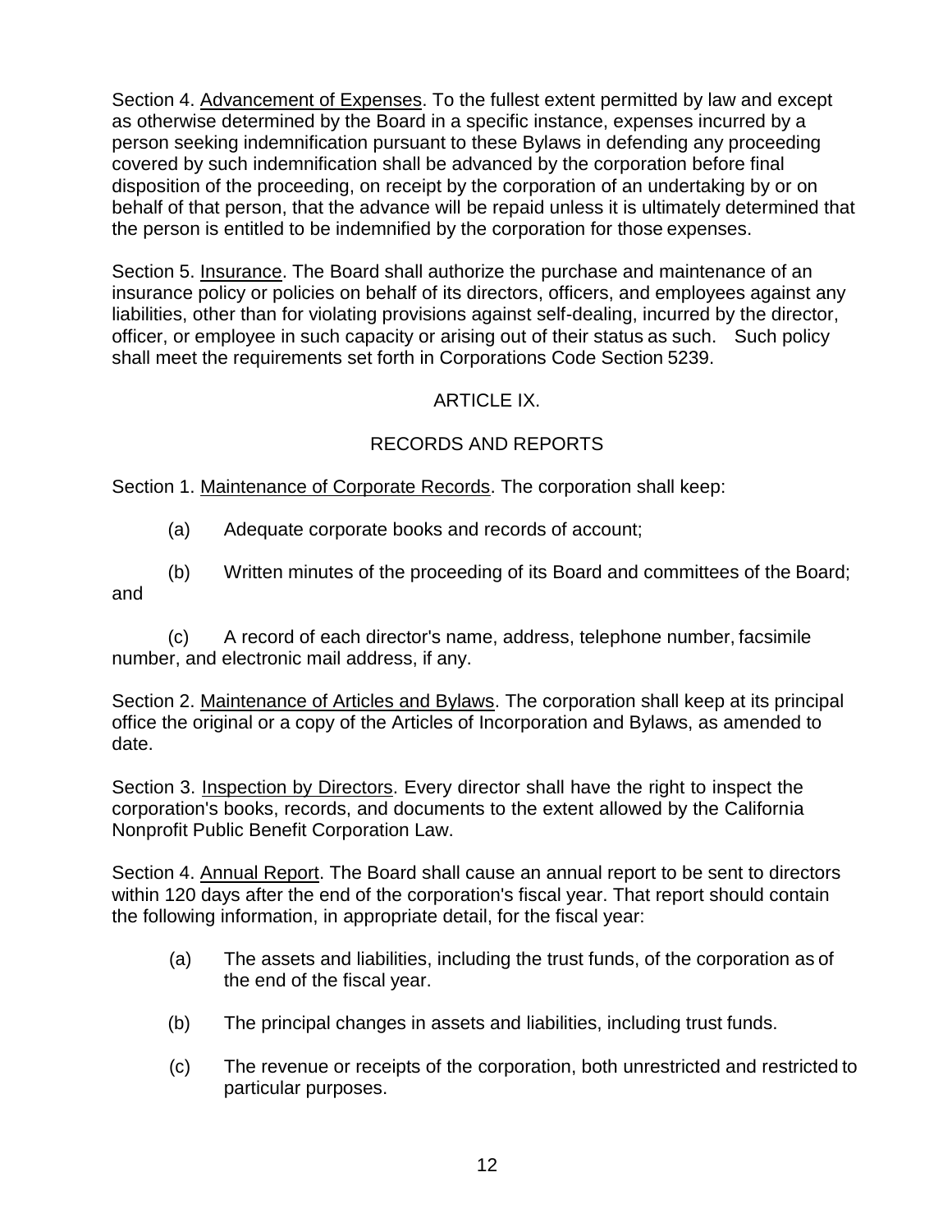Section 4. Advancement of Expenses. To the fullest extent permitted by law and except as otherwise determined by the Board in a specific instance, expenses incurred by a person seeking indemnification pursuant to these Bylaws in defending any proceeding covered by such indemnification shall be advanced by the corporation before final disposition of the proceeding, on receipt by the corporation of an undertaking by or on behalf of that person, that the advance will be repaid unless it is ultimately determined that the person is entitled to be indemnified by the corporation for those expenses.

Section 5. Insurance. The Board shall authorize the purchase and maintenance of an insurance policy or policies on behalf of its directors, officers, and employees against any liabilities, other than for violating provisions against self-dealing, incurred by the director, officer, or employee in such capacity or arising out of their status as such. Such policy shall meet the requirements set forth in Corporations Code Section 5239.

## ARTICLE IX.

## RECORDS AND REPORTS

Section 1. Maintenance of Corporate Records. The corporation shall keep:

(a) Adequate corporate books and records of account;

(b) Written minutes of the proceeding of its Board and committees of the Board; and

(c) A record of each director's name, address, telephone number, facsimile number, and electronic mail address, if any.

Section 2. Maintenance of Articles and Bylaws. The corporation shall keep at its principal office the original or a copy of the Articles of Incorporation and Bylaws, as amended to date.

Section 3. Inspection by Directors. Every director shall have the right to inspect the corporation's books, records, and documents to the extent allowed by the California Nonprofit Public Benefit Corporation Law.

Section 4. Annual Report. The Board shall cause an annual report to be sent to directors within 120 days after the end of the corporation's fiscal year. That report should contain the following information, in appropriate detail, for the fiscal year:

(a) The assets and liabilities, including the trust funds, of the corporation as of the end of the fiscal year.

(b) The principal changes in assets and liabilities, including trust funds.

(c) The revenue or receipts of the corporation, both unrestricted and restricted to particular purposes.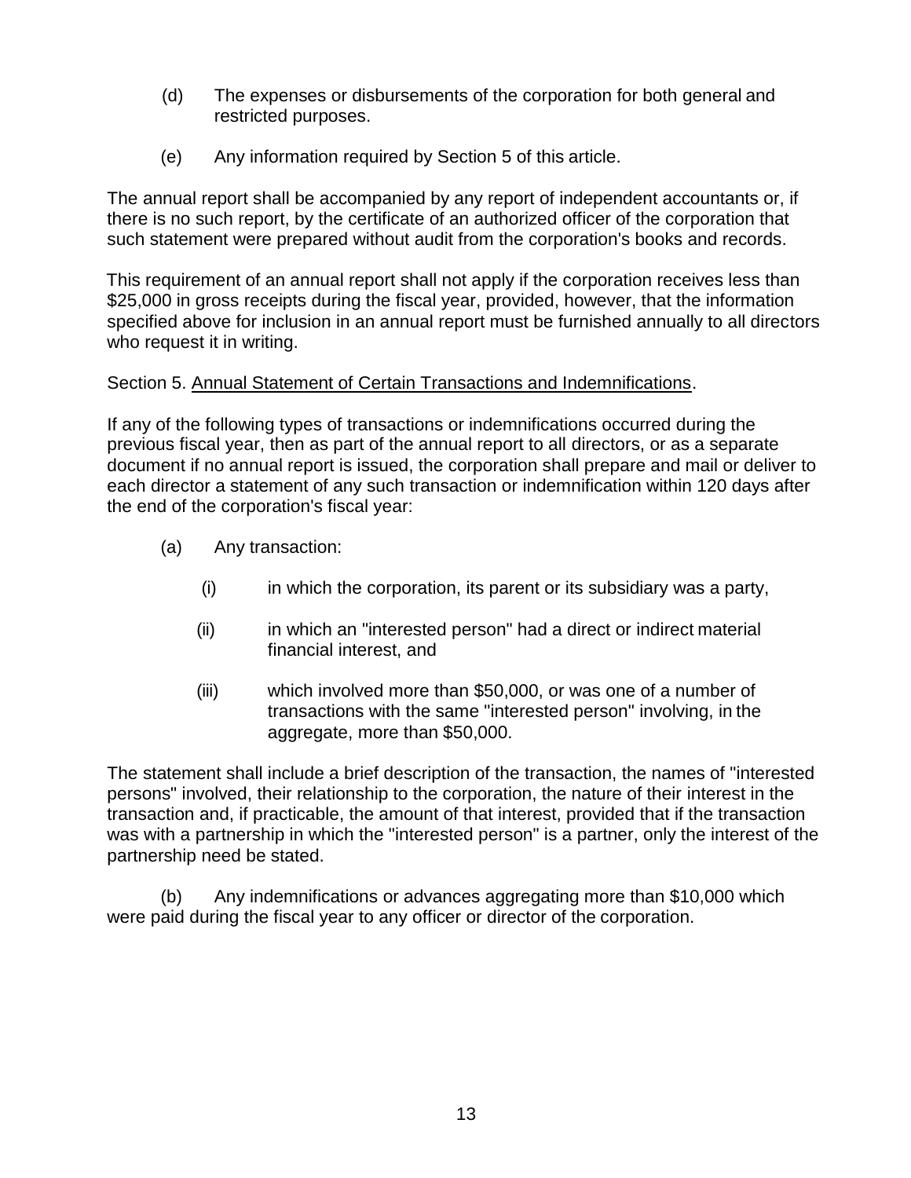(d) The expenses or disbursements of the corporation for both general and restricted purposes.

(e) Any information required by Section 5 of this article.

The annual report shall be accompanied by any report of independent accountants or, if there is no such report, by the certificate of an authorized officer of the corporation that such statement were prepared without audit from the corporation's books and records.

This requirement of an annual report shall not apply if the corporation receives less than $25,000 in gross receipts during the fiscal year, provided, however, that the information specified above for inclusion in an annual report must be furnished annually to all directors who request it in writing.

Section 5. Annual Statement of Certain Transactions and Indemnifications.

If any of the following types of transactions or indemnifications occurred during the previous fiscal year, then as part of the annual report to all directors, or as a separate document if no annual report is issued, the corporation shall prepare and mail or deliver to each director a statement of any such transaction or indemnification within 120 days after the end of the corporation's fiscal year:

(a) Any transaction:

(i) in which the corporation, its parent or its subsidiary was a party,

(ii) in which an "interested person" had a direct or indirect material financial interest, and

(iii) which involved more than $50,000, or was one of a number of transactions with the same "interested person" involving, in the aggregate, more than $50,000.

The statement shall include a brief description of the transaction, the names of "interested persons" involved, their relationship to the corporation, the nature of their interest in the transaction and, if practicable, the amount of that interest, provided that if the transaction was with a partnership in which the "interested person" is a partner, only the interest of the partnership need be stated.

(b) Any indemnifications or advances aggregating more than $10,000 which were paid during the fiscal year to any officer or director of the corporation.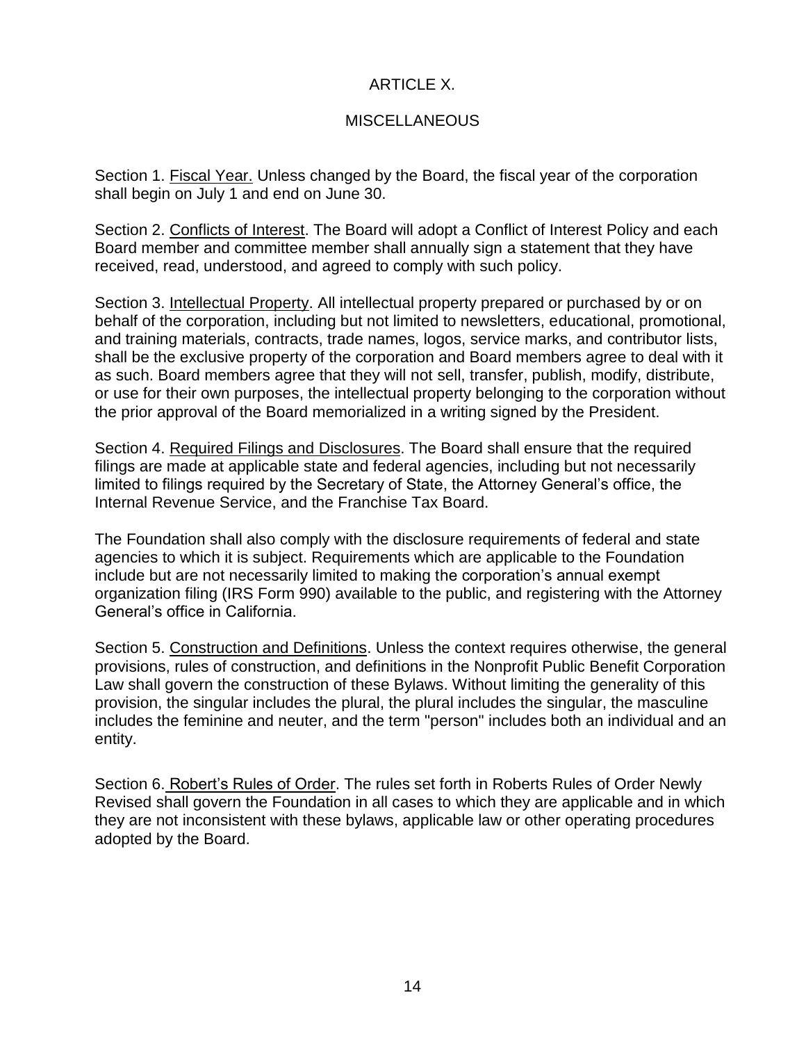# ARTICLE X.

## MISCELLANEOUS

Section 1. Fiscal Year. Unless changed by the Board, the fiscal year of the corporation shall begin on July 1 and end on June 30.

Section 2. Conflicts of Interest. The Board will adopt a Conflict of Interest Policy and each Board member and committee member shall annually sign a statement that they have received, read, understood, and agreed to comply with such policy.

Section 3. Intellectual Property. All intellectual property prepared or purchased by or on behalf of the corporation, including but not limited to newsletters, educational, promotional, and training materials, contracts, trade names, logos, service marks, and contributor lists, shall be the exclusive property of the corporation and Board members agree to deal with it as such. Board members agree that they will not sell, transfer, publish, modify, distribute, or use for their own purposes, the intellectual property belonging to the corporation without the prior approval of the Board memorialized in a writing signed by the President.

Section 4. Required Filings and Disclosures. The Board shall ensure that the required filings are made at applicable state and federal agencies, including but not necessarily limited to filings required by the Secretary of State, the Attorney General's office, the Internal Revenue Service, and the Franchise Tax Board.

The Foundation shall also comply with the disclosure requirements of federal and state agencies to which it is subject. Requirements which are applicable to the Foundation include but are not necessarily limited to making the corporation's annual exempt organization filing (IRS Form 990) available to the public, and registering with the Attorney General's office in California.

Section 5. Construction and Definitions. Unless the context requires otherwise, the general provisions, rules of construction, and definitions in the Nonprofit Public Benefit Corporation Law shall govern the construction of these Bylaws. Without limiting the generality of this provision, the singular includes the plural, the plural includes the singular, the masculine includes the feminine and neuter, and the term "person" includes both an individual and an entity.

Section 6. Robert's Rules of Order. The rules set forth in Roberts Rules of Order Newly Revised shall govern the Foundation in all cases to which they are applicable and in which they are not inconsistent with these bylaws, applicable law or other operating procedures adopted by the Board.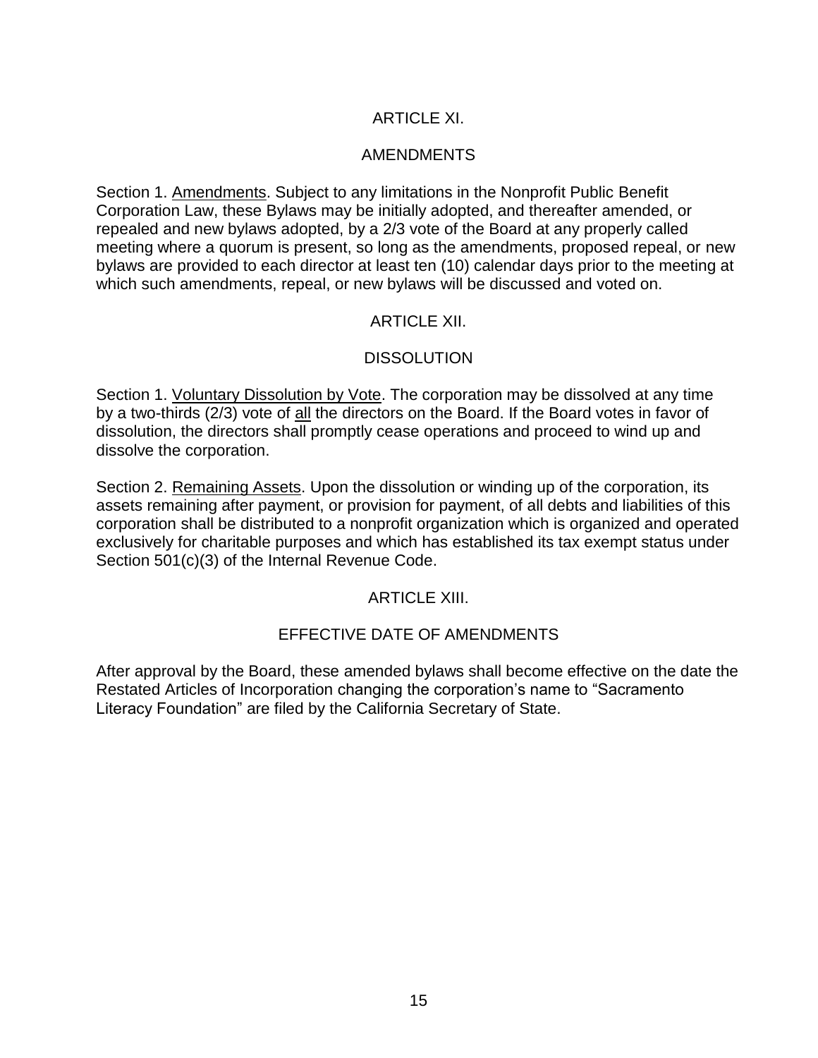## ARTICLE XI.

## AMENDMENTS

Section 1. <u>Amendments</u>. Subject to any limitations in the Nonprofit Public Benefit Corporation Law, these Bylaws may be initially adopted, and thereafter amended, or repealed and new bylaws adopted, by a 2/3 vote of the Board at any properly called meeting where a quorum is present, so long as the amendments, proposed repeal, or new bylaws are provided to each director at least ten (10) calendar days prior to the meeting at which such amendments, repeal, or new bylaws will be discussed and voted on.

## ARTICLE XII.

## DISSOLUTION

Section 1. <u>Voluntary Dissolution by Vote</u>. The corporation may be dissolved at any time by a two-thirds (2/3) vote of <u>all</u> the directors on the Board. If the Board votes in favor of dissolution, the directors shall promptly cease operations and proceed to wind up and dissolve the corporation.

Section 2. <u>Remaining Assets</u>. Upon the dissolution or winding up of the corporation, its assets remaining after payment, or provision for payment, of all debts and liabilities of this corporation shall be distributed to a nonprofit organization which is organized and operated exclusively for charitable purposes and which has established its tax exempt status under Section 501(c)(3) of the Internal Revenue Code.

## ARTICLE XIII.

## EFFECTIVE DATE OF AMENDMENTS

After approval by the Board, these amended bylaws shall become effective on the date the Restated Articles of Incorporation changing the corporation's name to "Sacramento Literacy Foundation" are filed by the California Secretary of State.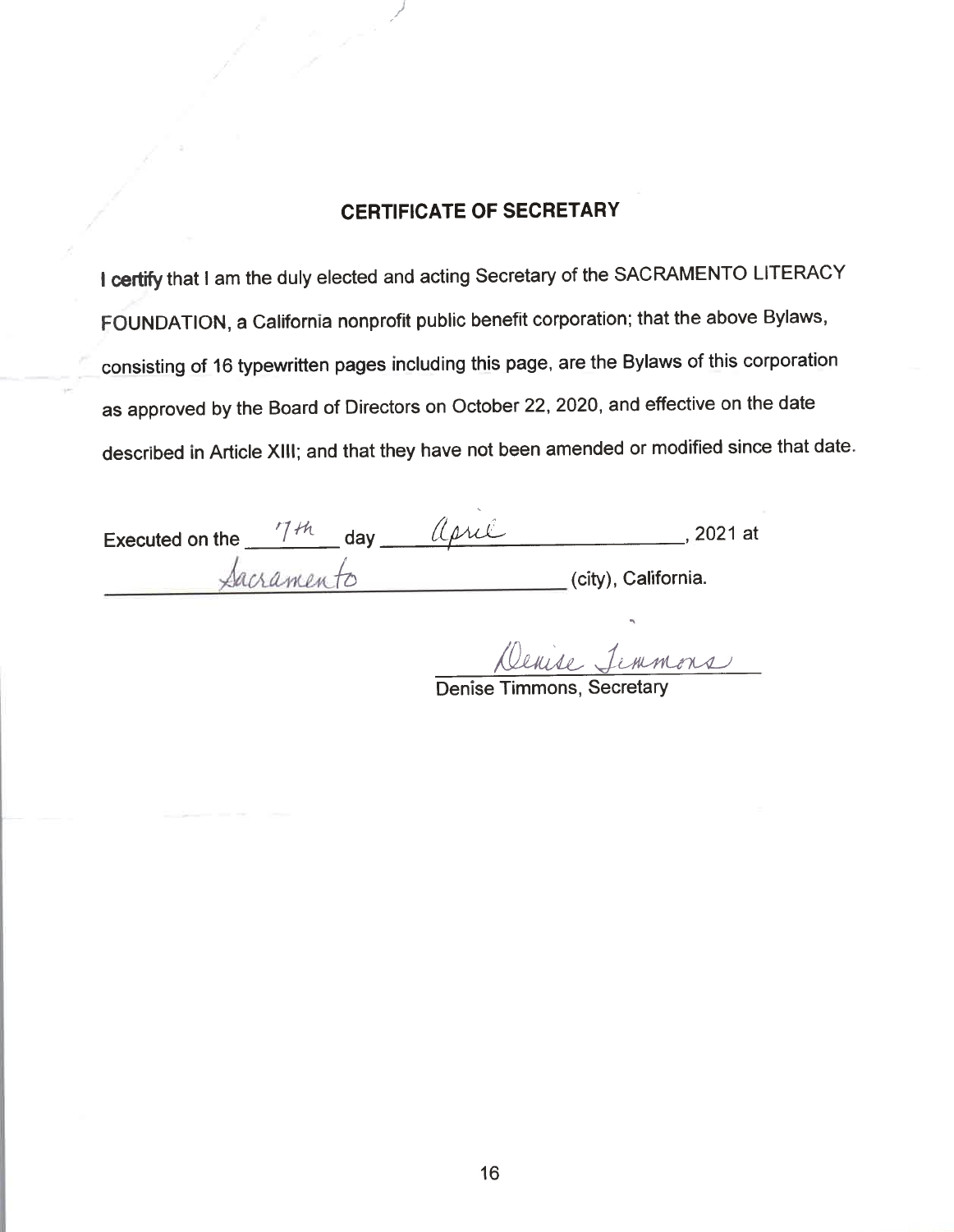## CERTIFICATE OF SECRETARY

I **certify** that I am the duly elected and acting Secretary of the SACRAMENTO LITERACY FOUNDATION, a California nonprofit public benefit corporation; that the above Bylaws, consisting of 16 typewritten pages including this page, are the Bylaws of this corporation as approved by the Board of Directors on October 22, 2020, and effective on the date described in Article XIII; and that they have not been amended or modified since that date.

Executed on the 7th day April, 2021 at Sacramento (city), California.

Denise Timmons

Denise Timmons, Secretary